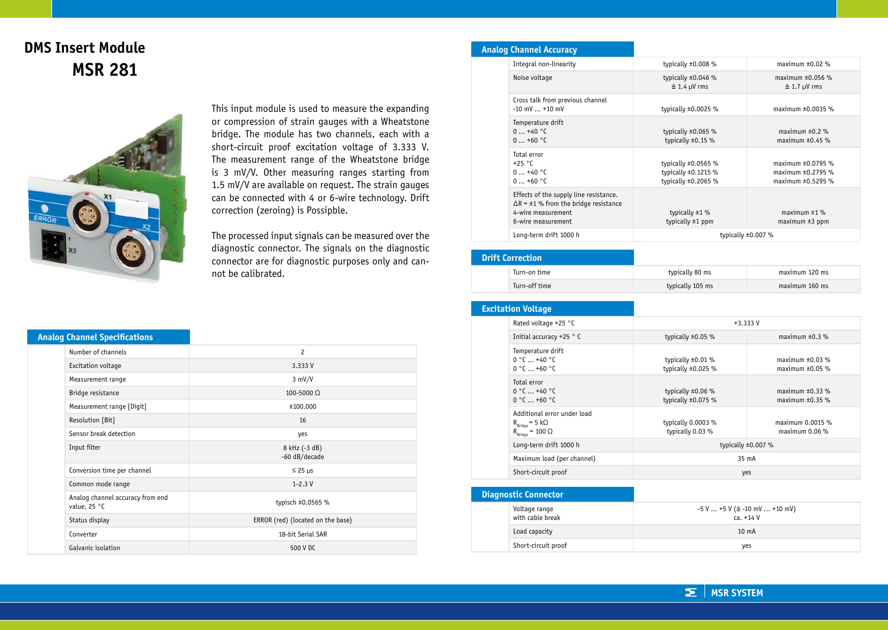# DMS Insert Module

# MSR 281

This input module is used to measure the expanding or compression of strain gauges with a Wheatstone bridge. The module has two channels, each with a short-circuit proof excitation voltage of 3.333 V. The measurement range of the Wheatstone bridge is 3 mV/V. Other measuring ranges starting from 1.5 mV/V are available on request. The strain gauges can be connected with 4 or 6-wire technology. Drift correction (zeroing) is Possipble.

The processed input signals can be measured over the diagnostic connector. The signals on the diagnostic connector are for diagnostic purposes only and cannot be calibrated.

## Analog Channel Specifications

| Parameter | Value |
|---|---|
| Number of channels | 2 |
| Excitation voltage | 3.333 V |
| Measurement range | 3 mV/V |
| Bridge resistance | 100-5000 Ω |
| Measurement range [Digit] | ±100.000 |
| Resolution [Bit] | 16 |
| Sensor break detection | yes |
| Input filter | 8 kHz (-3 dB)<br>-60 dB/decade |
| Conversion time per channel | ≤ 25 µs |
| Common mode range | 1-2.3 V |
| Analog channel accuracy from end value, 25 °C | typisch ±0.0565 % |
| Status display | ERROR (red) (located on the base) |
| Converter | 18-bit Serial SAR |
| Galvanic isolation | 500 V DC |

## Analog Channel Accuracy

| Parameter | Typical | Maximum |
|---|---|---|
| Integral non-linearity | typically ±0.008 % | maximum ±0.02 % |
| Noise voltage | typically ±0.046 %<br>≙ 1.4 µV rms | maximum ±0.056 %<br>≙ 1.7 µV rms |
| Cross talk from previous channel<br>-10 mV ... +10 mV | typically ±0.0025 % | maximum ±0.0035 % |
| Temperature drift<br>0 ... +40 °C<br>0 ... +60 °C | <br>typically ±0.065 %<br>typically ±0.15 % | <br>maximum ±0.2 %<br>maximum ±0.45 % |
| Total error<br>+25 °C<br>0 ... +40 °C<br>0 ... +60 °C | <br>typically ±0.0565 %<br>typically ±0.1215 %<br>typically ±0.2065 % | <br>maximum ±0.0795 %<br>maximum ±0.2795 %<br>maximum ±0.5295 % |
| Effects of the supply line resistance.<br>ΔR = ±1 % from the bridge resistance<br>4-wire measurement<br>6-wire measurement | <br><br>typically ±1 %<br>typically ±1 ppm | <br><br>maximum ±1 %<br>maximum ±3 ppm |
| Long-term drift 1000 h | typically ±0.007 % | |

## Drift Correction

| Parameter | Typical | Maximum |
|---|---|---|
| Turn-on time | typically 80 ms | maximum 120 ms |
| Turn-off time | typically 105 ms | maximum 160 ms |

## Excitation Voltage

| Parameter | Typical | Maximum |
|---|---|---|
| Rated voltage +25 °C | +3.333 V | |
| Initial accuracy +25 ° C | typically ±0.05 % | maximum ±0.3 % |
| Temperature drift<br>0 °C ... +40 °C<br>0 °C ... +60 °C | <br>typically ±0.01 %<br>typically ±0.025 % | <br>maximum ±0.03 %<br>maximum ±0.05 % |
| Total error<br>0 °C ... +40 °C<br>0 °C ... +60 °C | <br>typically ±0.06 %<br>typically ±0.075 % | <br>maximum ±0.33 %<br>maximum ±0.35 % |
| Additional error under load<br>$R_{Bridge}$ = 5 kΩ<br>$R_{Bridge}$ = 100 Ω | <br>typically 0.0003 %<br>typically 0.03 % | <br>maximum 0.0015 %<br>maximum 0.06 % |
| Long-term drift 1000 h | typically ±0.007 % | |
| Maximum load (per channel) | 35 mA | |
| Short-circuit proof | yes | |

## Diagnostic Connector

| Parameter | Value |
|---|---|
| Voltage range<br>with cable break | -5 V ... +5 V (≙ -10 mV ... +10 mV)<br>ca. +14 V |
| Load capacity | 10 mA |
| Short-circuit proof | yes |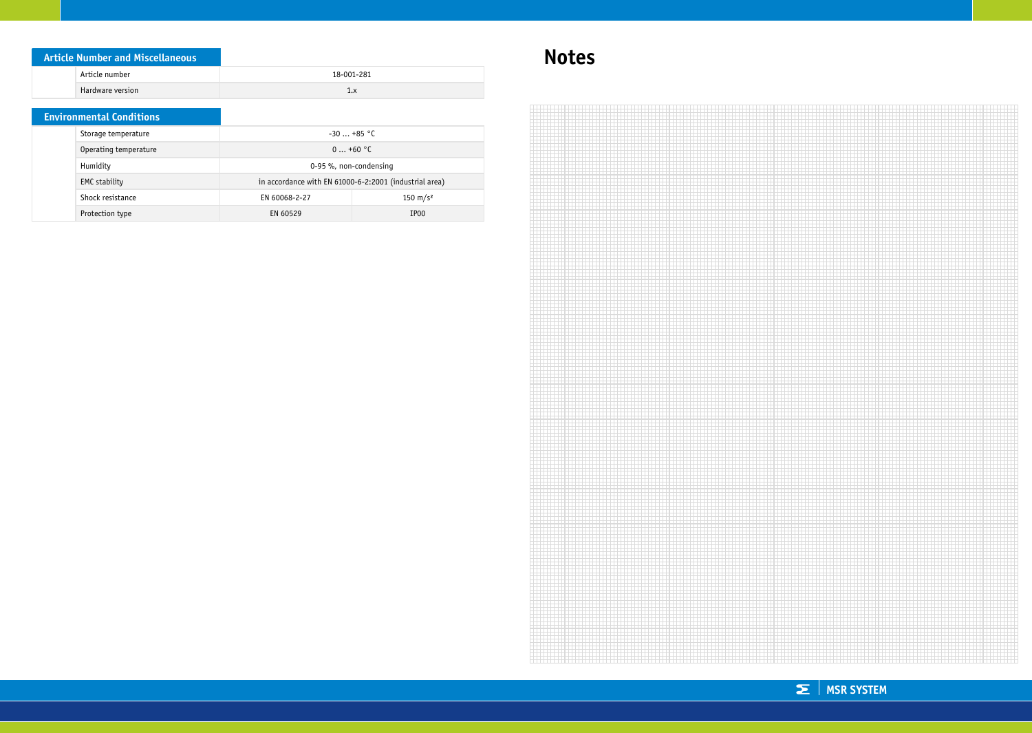## Article Number and Miscellaneous

| | | |
|---|---|---|
| Article number | 18-001-281 | |
| Hardware version | 1.x | |

## Environmental Conditions

| | | |
|---|---|---|
| Storage temperature | -30 … +85 °C | |
| Operating temperature | 0 … +60 °C | |
| Humidity | 0-95 %, non-condensing | |
| EMC stability | in accordance with EN 61000-6-2:2001 (industrial area) | |
| Shock resistance | EN 60068-2-27 | 150 m/s² |
| Protection type | EN 60529 | IP00 |

# Notes